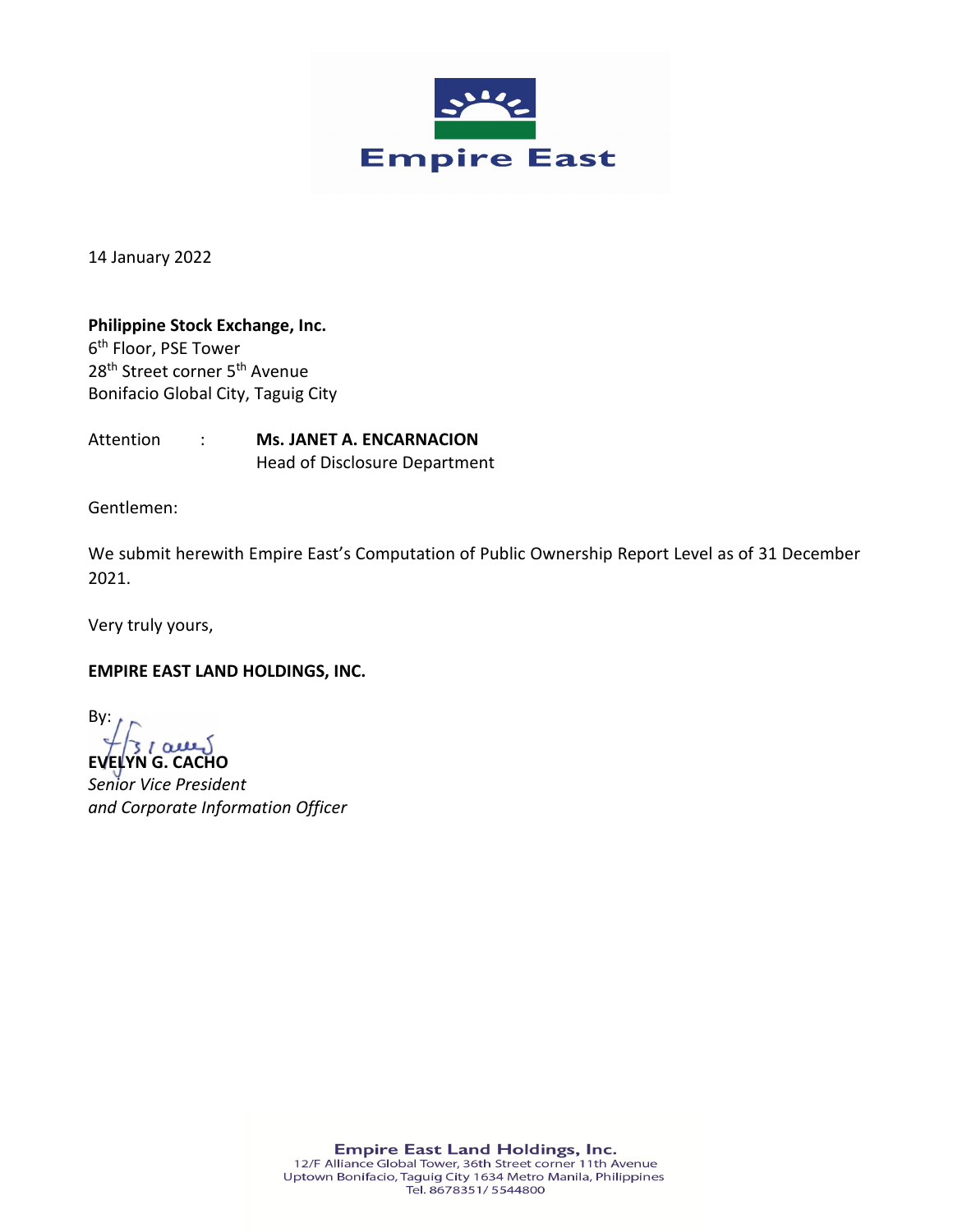Empire East

14 January 2022

**Philippine Stock Exchange, Inc.**
6th Floor, PSE Tower
28th Street corner 5th Avenue
Bonifacio Global City, Taguig City

Attention : **Ms. JANET A. ENCARNACION**
Head of Disclosure Department

Gentlemen:

We submit herewith Empire East's Computation of Public Ownership Report Level as of 31 December 2021.

Very truly yours,

**EMPIRE EAST LAND HOLDINGS, INC.**

By:

**EVELYN G. CACHO**
*Senior Vice President*
*and Corporate Information Officer*

**Empire East Land Holdings, Inc.**
12/F Alliance Global Tower, 36th Street corner 11th Avenue
Uptown Bonifacio, Taguig City 1634 Metro Manila, Philippines
Tel. 8678351/ 5544800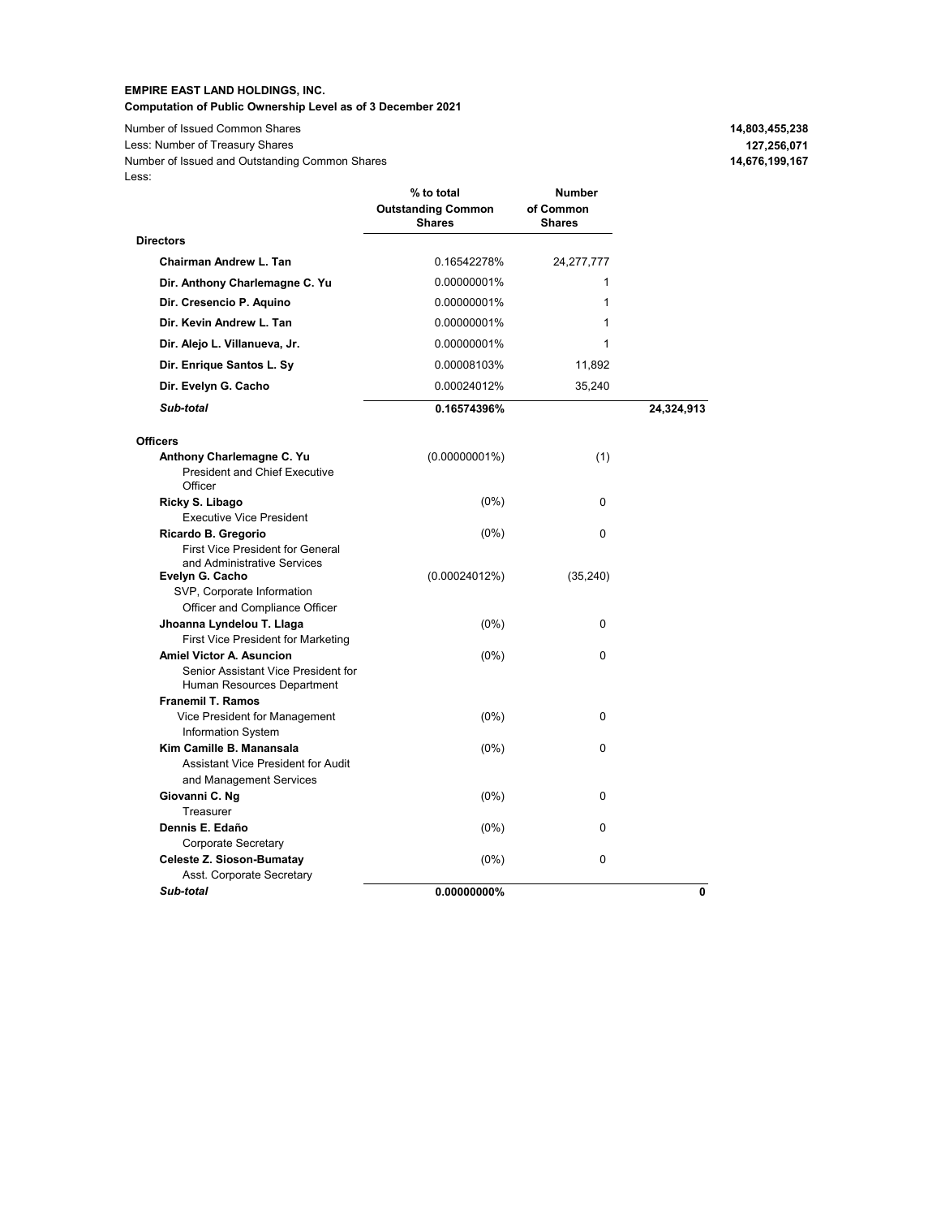**EMPIRE EAST LAND HOLDINGS, INC.**

**Computation of Public Ownership Level as of 3 December 2021**

| | | | |
|---|---|---|---|
| Number of Issued Common Shares | | | **14,803,455,238** |
| Less: Number of Treasury Shares | | | **127,256,071** |
| Number of Issued and Outstanding Common Shares | | | **14,676,199,167** |
| Less: | | | |

| | % to total Outstanding Common Shares | Number of Common Shares | |
|---|---|---|---|
| **Directors** | | | |
| **Chairman Andrew L. Tan** | 0.16542278% | 24,277,777 | |
| **Dir. Anthony Charlemagne C. Yu** | 0.00000001% | 1 | |
| **Dir. Cresencio P. Aquino** | 0.00000001% | 1 | |
| **Dir. Kevin Andrew L. Tan** | 0.00000001% | 1 | |
| **Dir. Alejo L. Villanueva, Jr.** | 0.00000001% | 1 | |
| **Dir. Enrique Santos L. Sy** | 0.00008103% | 11,892 | |
| **Dir. Evelyn G. Cacho** | 0.00024012% | 35,240 | |
| ***Sub-total*** | **0.16574396%** | | **24,324,913** |
| **Officers** | | | |
| **Anthony Charlemagne C. Yu** President and Chief Executive Officer | (0.00000001%) | (1) | |
| **Ricky S. Libago** Executive Vice President | (0%) | 0 | |
| **Ricardo B. Gregorio** First Vice President for General and Administrative Services | (0%) | 0 | |
| **Evelyn G. Cacho** SVP, Corporate Information Officer and Compliance Officer | (0.00024012%) | (35,240) | |
| **Jhoanna Lyndelou T. Llaga** First Vice President for Marketing | (0%) | 0 | |
| **Amiel Victor A. Asuncion** Senior Assistant Vice President for Human Resources Department | (0%) | 0 | |
| **Franemil T. Ramos** Vice President for Management Information System | (0%) | 0 | |
| **Kim Camille B. Manansala** Assistant Vice President for Audit and Management Services | (0%) | 0 | |
| **Giovanni C. Ng** Treasurer | (0%) | 0 | |
| **Dennis E. Edaño** Corporate Secretary | (0%) | 0 | |
| **Celeste Z. Sioson-Bumatay** Asst. Corporate Secretary | (0%) | 0 | |
| ***Sub-total*** | **0.00000000%** | | **0** |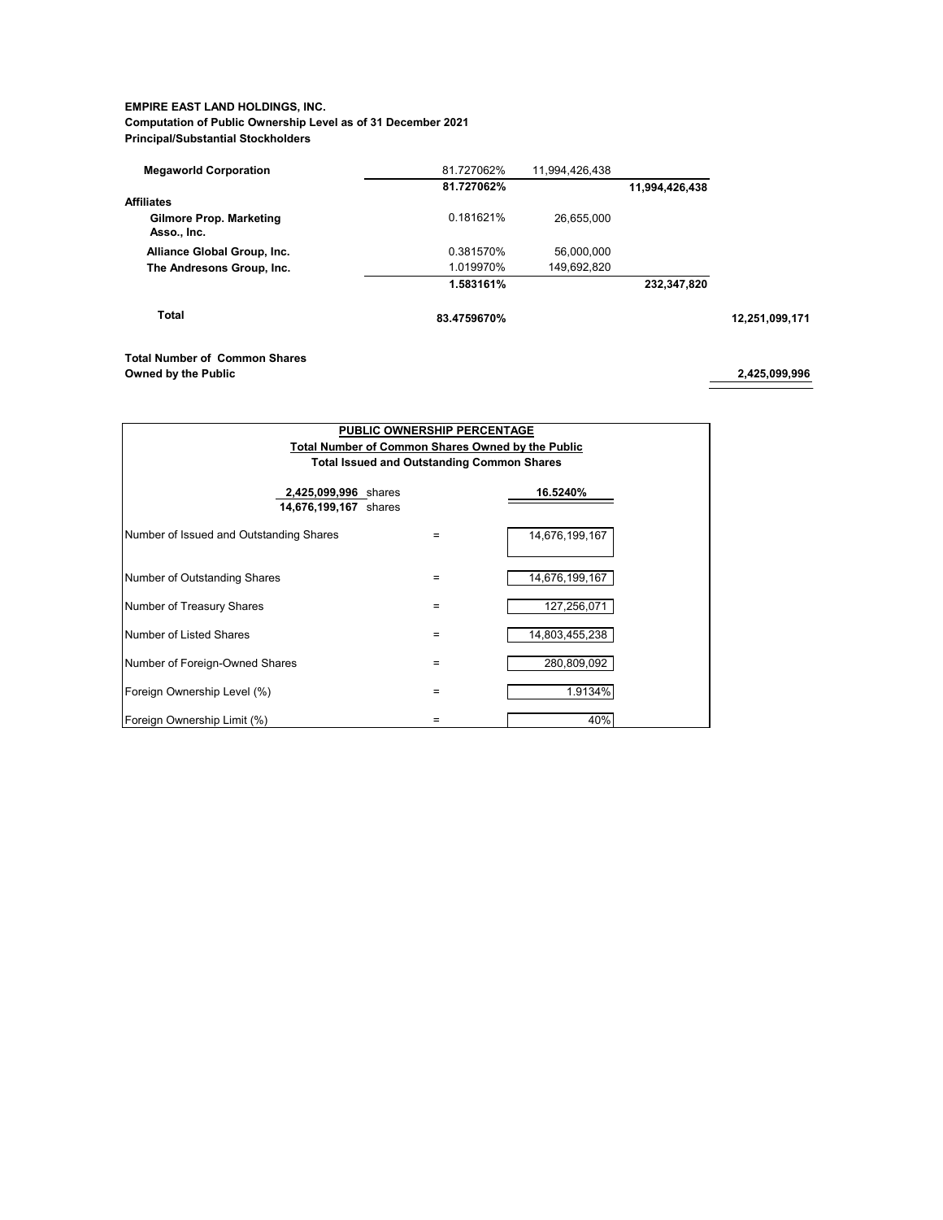**EMPIRE EAST LAND HOLDINGS, INC.**
**Computation of Public Ownership Level as of 31 December 2021**
**Principal/Substantial Stockholders**

| | | | | |
|---|---|---|---|---|
| **Megaworld Corporation** | 81.727062% | 11,994,426,438 | | |
| | **81.727062%** | | **11,994,426,438** | |
| **Affiliates** | | | | |
| **Gilmore Prop. Marketing Asso., Inc.** | 0.181621% | 26,655,000 | | |
| **Alliance Global Group, Inc.** | 0.381570% | 56,000,000 | | |
| **The Andresons Group, Inc.** | 1.019970% | 149,692,820 | | |
| | **1.583161%** | | **232,347,820** | |
| **Total** | **83.4759670%** | | | **12,251,099,171** |
| **Total Number of Common Shares Owned by the Public** | | | | **2,425,099,996** |

**PUBLIC OWNERSHIP PERCENTAGE**

**Total Number of Common Shares Owned by the Public**
**Total Issued and Outstanding Common Shares**

| | | |
|---|---|---|
| **2,425,099,996** shares / **14,676,199,167** shares | | **16.5240%** |
| Number of Issued and Outstanding Shares | = | 14,676,199,167 |
| Number of Outstanding Shares | = | 14,676,199,167 |
| Number of Treasury Shares | = | 127,256,071 |
| Number of Listed Shares | = | 14,803,455,238 |
| Number of Foreign-Owned Shares | = | 280,809,092 |
| Foreign Ownership Level (%) | = | 1.9134% |
| Foreign Ownership Limit (%) | = | 40% |